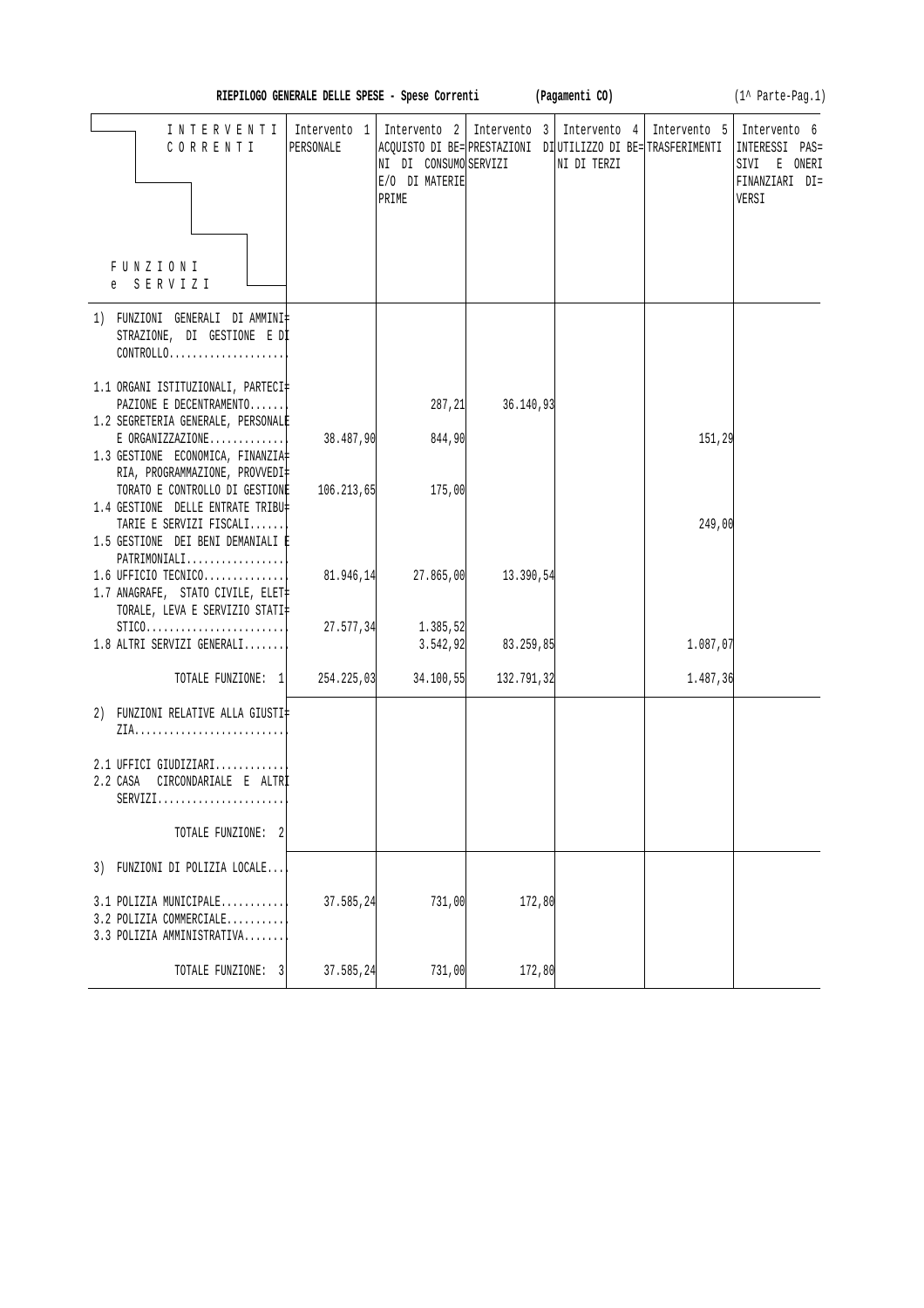**RIEPILOGO GENERALE DELLE SPESE - Spese Correnti (Pagamenti CO)** (1^ Parte-Pag.1)

| INTERVENTI CORRENTI / FUNZIONI e SERVIZI | Intervento 1 PERSONALE | Intervento 2 ACQUISTO DI BENI DI CONSUMO E/O DI MATERIE PRIME | Intervento 3 PRESTAZIONI DI SERVIZI | Intervento 4 UTILIZZO DI BENI DI TERZI | Intervento 5 TRASFERIMENTI | Intervento 6 INTERESSI PASSIVI E ONERI FINANZIARI DIVERSI |
|---|---|---|---|---|---|---|
| 1) FUNZIONI GENERALI DI AMMINISTRAZIONE, DI GESTIONE E DI CONTROLLO.................... | | | | | | |
| 1.1 ORGANI ISTITUZIONALI, PARTECIPAZIONE E DECENTRAMENTO....... | | 287,21 | 36.140,93 | | | |
| 1.2 SEGRETERIA GENERALE, PERSONALE E ORGANIZZAZIONE............. | 38.487,90 | 844,90 | | | 151,29 | |
| 1.3 GESTIONE ECONOMICA, FINANZIARIA, PROGRAMMAZIONE, PROVVEDITORATO E CONTROLLO DI GESTIONE | 106.213,65 | 175,00 | | | | |
| 1.4 GESTIONE DELLE ENTRATE TRIBUTARIE E SERVIZI FISCALI....... | | | | | 249,00 | |
| 1.5 GESTIONE DEI BENI DEMANIALI E PATRIMONIALI................. | | | | | | |
| 1.6 UFFICIO TECNICO.............. | 81.946,14 | 27.865,00 | 13.390,54 | | | |
| 1.7 ANAGRAFE, STATO CIVILE, ELETTORALE, LEVA E SERVIZIO STATISTICO........................ | 27.577,34 | 1.385,52 | | | | |
| 1.8 ALTRI SERVIZI GENERALI....... | | 3.542,92 | 83.259,85 | | 1.087,07 | |
| TOTALE FUNZIONE: 1 | 254.225,03 | 34.100,55 | 132.791,32 | | 1.487,36 | |
| 2) FUNZIONI RELATIVE ALLA GIUSTIZIA.......................... | | | | | | |
| 2.1 UFFICI GIUDIZIARI............ | | | | | | |
| 2.2 CASA CIRCONDARIALE E ALTRI SERVIZI...................... | | | | | | |
| TOTALE FUNZIONE: 2 | | | | | | |
| 3) FUNZIONI DI POLIZIA LOCALE.... | | | | | | |
| 3.1 POLIZIA MUNICIPALE........... | 37.585,24 | 731,00 | 172,80 | | | |
| 3.2 POLIZIA COMMERCIALE.......... | | | | | | |
| 3.3 POLIZIA AMMINISTRATIVA........ | | | | | | |
| TOTALE FUNZIONE: 3 | 37.585,24 | 731,00 | 172,80 | | | |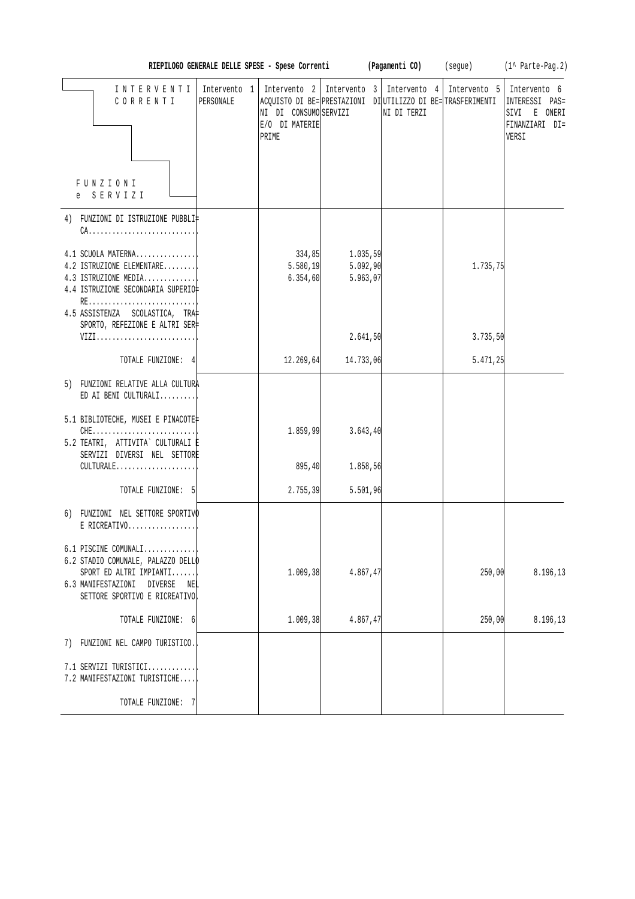**RIEPILOGO GENERALE DELLE SPESE - Spese Correnti (Pagamenti CO)** (segue) (1^ Parte-Pag.2)

| INTERVENTI CORRENTI / FUNZIONI e SERVIZI | Intervento 1 PERSONALE | Intervento 2 ACQUISTO DI BENI DI CONSUMO E/O DI MATERIE PRIME | Intervento 3 PRESTAZIONI DI SERVIZI | Intervento 4 UTILIZZO DI BENI DI TERZI | Intervento 5 TRASFERIMENTI | Intervento 6 INTERESSI PASSIVI E ONERI FINANZIARI DIVERSI |
|---|---|---|---|---|---|---|
| 4) FUNZIONI DI ISTRUZIONE PUBBLICA............................ | | | | | | |
| 4.1 SCUOLA MATERNA............... | | 334,85 | 1.035,59 | | | |
| 4.2 ISTRUZIONE ELEMENTARE......... | | 5.580,19 | 5.092,90 | | 1.735,75 | |
| 4.3 ISTRUZIONE MEDIA............. | | 6.354,60 | 5.963,07 | | | |
| 4.4 ISTRUZIONE SECONDARIA SUPERIORE............................ | | | | | | |
| 4.5 ASSISTENZA SCOLASTICA, TRASPORTO, REFEZIONE E ALTRI SERVIZI.......................... | | | 2.641,50 | | 3.735,50 | |
| TOTALE FUNZIONE: 4 | | 12.269,64 | 14.733,06 | | 5.471,25 | |
| 5) FUNZIONI RELATIVE ALLA CULTURA ED AI BENI CULTURALI......... | | | | | | |
| 5.1 BIBLIOTECHE, MUSEI E PINACOTECHE.......................... | | 1.859,99 | 3.643,40 | | | |
| 5.2 TEATRI, ATTIVITA` CULTURALI E SERVIZI DIVERSI NEL SETTORE CULTURALE.................... | | 895,40 | 1.858,56 | | | |
| TOTALE FUNZIONE: 5 | | 2.755,39 | 5.501,96 | | | |
| 6) FUNZIONI NEL SETTORE SPORTIVO E RICREATIVO................. | | | | | | |
| 6.1 PISCINE COMUNALI............. | | | | | | |
| 6.2 STADIO COMUNALE, PALAZZO DELLO SPORT ED ALTRI IMPIANTI...... | | 1.009,38 | 4.867,47 | | 250,00 | 8.196,13 |
| 6.3 MANIFESTAZIONI DIVERSE NEL SETTORE SPORTIVO E RICREATIVO | | | | | | |
| TOTALE FUNZIONE: 6 | | 1.009,38 | 4.867,47 | | 250,00 | 8.196,13 |
| 7) FUNZIONI NEL CAMPO TURISTICO.. | | | | | | |
| 7.1 SERVIZI TURISTICI............ | | | | | | |
| 7.2 MANIFESTAZIONI TURISTICHE.... | | | | | | |
| TOTALE FUNZIONE: 7 | | | | | | |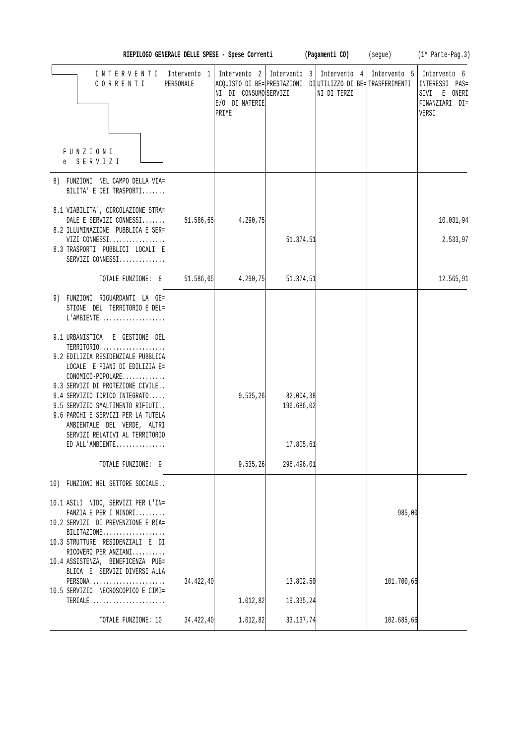**RIEPILOGO GENERALE DELLE SPESE - Spese Correnti (Pagamenti CO)** (segue) (1^ Parte-Pag.3)

| INTERVENTI CORRENTI / FUNZIONI e SERVIZI | Intervento 1 PERSONALE | Intervento 2 ACQUISTO DI BENI DI CONSUMO E/O DI MATERIE PRIME | Intervento 3 PRESTAZIONI DI SERVIZI | Intervento 4 UTILIZZO DI BENI DI TERZI | Intervento 5 TRASFERIMENTI | Intervento 6 INTERESSI PASSIVI E ONERI FINANZIARI DIVERSI |
|---|---|---|---|---|---|---|
| 8) FUNZIONI NEL CAMPO DELLA VIABILITA' E DEI TRASPORTI...... | | | | | | |
| 8.1 VIABILITA`, CIRCOLAZIONE STRADALE E SERVIZI CONNESSI....... | 51.586,65 | 4.290,75 | | | | 10.031,94 |
| 8.2 ILLUMINAZIONE PUBBLICA E SERVIZI CONNESSI................ | | | 51.374,51 | | | 2.533,97 |
| 8.3 TRASPORTI PUBBLICI LOCALI E SERVIZI CONNESSI............. | | | | | | |
| TOTALE FUNZIONE: 8 | 51.586,65 | 4.290,75 | 51.374,51 | | | 12.565,91 |
| 9) FUNZIONI RIGUARDANTI LA GESTIONE DEL TERRITORIO E DELL'AMBIENTE................... | | | | | | |
| 9.1 URBANISTICA E GESTIONE DEL TERRITORIO................... | | | | | | |
| 9.2 EDILIZIA RESIDENZIALE PUBBLICA LOCALE E PIANI DI EDILIZIA ECONOMICO-POPOLARE............ | | | | | | |
| 9.3 SERVIZI DI PROTEZIONE CIVILE.. | | | | | | |
| 9.4 SERVIZIO IDRICO INTEGRATO..... | | 9.535,26 | 82.004,38 | | | |
| 9.5 SERVIZIO SMALTIMENTO RIFIUTI.. | | | 196.686,02 | | | |
| 9.6 PARCHI E SERVIZI PER LA TUTELA AMBIENTALE DEL VERDE, ALTRI SERVIZI RELATIVI AL TERRITORIO ED ALL'AMBIENTE.............. | | | 17.805,61 | | | |
| TOTALE FUNZIONE: 9 | | 9.535,26 | 296.496,01 | | | |
| 10) FUNZIONI NEL SETTORE SOCIALE.. | | | | | | |
| 10.1 ASILI NIDO, SERVIZI PER L'INFANZIA E PER I MINORI........ | | | | | 985,00 | |
| 10.2 SERVIZI DI PREVENZIONE E RIABILITAZIONE.................. | | | | | | |
| 10.3 STRUTTURE RESIDENZIALI E DI RICOVERO PER ANZIANI......... | | | | | | |
| 10.4 ASSISTENZA, BENEFICENZA PUBBLICA E SERVIZI DIVERSI ALLA PERSONA...................... | 34.422,40 | | 13.802,50 | | 101.700,66 | |
| 10.5 SERVIZIO NECROSCOPICO E CIMITERIALE...................... | | 1.012,82 | 19.335,24 | | | |
| TOTALE FUNZIONE: 10 | 34.422,40 | 1.012,82 | 33.137,74 | | 102.685,66 | |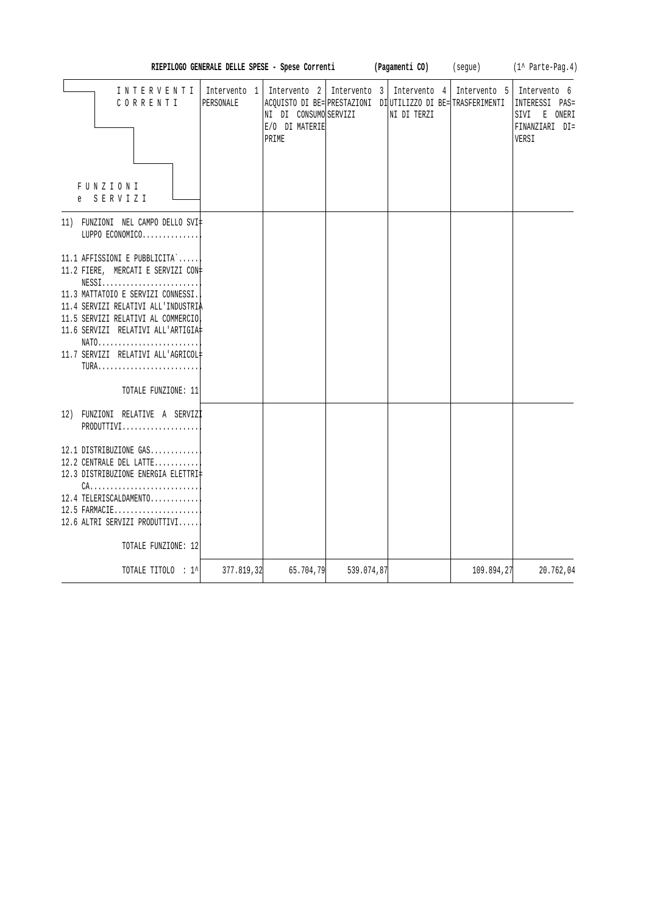**RIEPILOGO GENERALE DELLE SPESE - Spese Correnti** **(Pagamenti CO)** (segue) (1^ Parte-Pag.4)

| INTERVENTI CORRENTI / FUNZIONI e SERVIZI | Intervento 1 PERSONALE | Intervento 2 ACQUISTO DI BENI DI CONSUMO E/O DI MATERIE PRIME | Intervento 3 PRESTAZIONI SERVIZI | Intervento 4 UTILIZZO DI BENI DI TERZI | Intervento 5 TRASFERIMENTI | Intervento 6 INTERESSI PASSIVI E ONERI FINANZIARI DIVERSI |
|---|---|---|---|---|---|---|
| 11) FUNZIONI NEL CAMPO DELLO SVILUPPO ECONOMICO.............. | | | | | | |
| 11.1 AFFISSIONI E PUBBLICITA`...... | | | | | | |
| 11.2 FIERE, MERCATI E SERVIZI CONNESSI........................ | | | | | | |
| 11.3 MATTATOIO E SERVIZI CONNESSI.. | | | | | | |
| 11.4 SERVIZI RELATIVI ALL'INDUSTRIA | | | | | | |
| 11.5 SERVIZI RELATIVI AL COMMERCIO. | | | | | | |
| 11.6 SERVIZI RELATIVI ALL'ARTIGIANATO......................... | | | | | | |
| 11.7 SERVIZI RELATIVI ALL'AGRICOLTURA......................... | | | | | | |
| TOTALE FUNZIONE: 11 | | | | | | |
| 12) FUNZIONI RELATIVE A SERVIZI PRODUTTIVI................... | | | | | | |
| 12.1 DISTRIBUZIONE GAS............ | | | | | | |
| 12.2 CENTRALE DEL LATTE........... | | | | | | |
| 12.3 DISTRIBUZIONE ENERGIA ELETTRICA........................... | | | | | | |
| 12.4 TELERISCALDAMENTO............ | | | | | | |
| 12.5 FARMACIE..................... | | | | | | |
| 12.6 ALTRI SERVIZI PRODUTTIVI...... | | | | | | |
| TOTALE FUNZIONE: 12 | | | | | | |
| TOTALE TITOLO : 1^ | 377.819,32 | 65.704,79 | 539.074,87 | | 109.894,27 | 20.762,04 |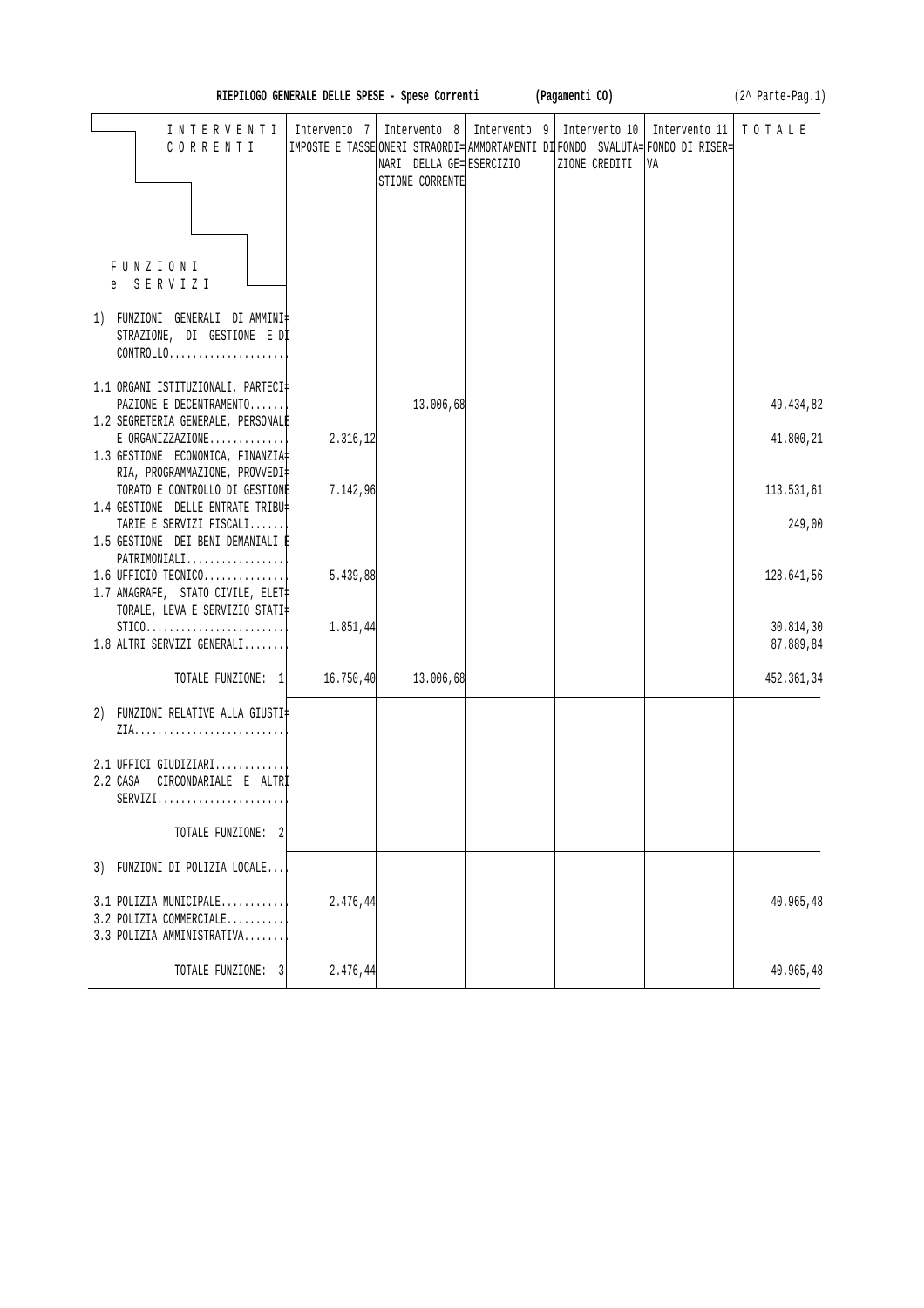**RIEPILOGO GENERALE DELLE SPESE - Spese Correnti (Pagamenti CO)** (2^ Parte-Pag.1)

| INTERVENTI CORRENTI / FUNZIONI e SERVIZI | Intervento 7 IMPOSTE E TASSE | Intervento 8 ONERI STRAORDINARI DELLA GESTIONE CORRENTE | Intervento 9 AMMORTAMENTI DI ESERCIZIO | Intervento 10 FONDO SVALUTAZIONE CREDITI | Intervento 11 FONDO DI RISERVA | TOTALE |
|---|---|---|---|---|---|---|
| 1) FUNZIONI GENERALI DI AMMINISTRAZIONE, DI GESTIONE E DI CONTROLLO.................... | | | | | | |
| 1.1 ORGANI ISTITUZIONALI, PARTECIPAZIONE E DECENTRAMENTO....... | | 13.006,68 | | | | 49.434,82 |
| 1.2 SEGRETERIA GENERALE, PERSONALE E ORGANIZZAZIONE............. | 2.316,12 | | | | | 41.800,21 |
| 1.3 GESTIONE ECONOMICA, FINANZIARIA, PROGRAMMAZIONE, PROVVEDITORATO E CONTROLLO DI GESTIONE | 7.142,96 | | | | | 113.531,61 |
| 1.4 GESTIONE DELLE ENTRATE TRIBUTARIE E SERVIZI FISCALI....... | | | | | | 249,00 |
| 1.5 GESTIONE DEI BENI DEMANIALI E PATRIMONIALI................. | | | | | | |
| 1.6 UFFICIO TECNICO.............. | 5.439,88 | | | | | 128.641,56 |
| 1.7 ANAGRAFE, STATO CIVILE, ELETTORALE, LEVA E SERVIZIO STATISTICO........................ | 1.851,44 | | | | | 30.814,30 |
| 1.8 ALTRI SERVIZI GENERALI....... | | | | | | 87.889,84 |
| TOTALE FUNZIONE: 1 | 16.750,40 | 13.006,68 | | | | 452.361,34 |
| 2) FUNZIONI RELATIVE ALLA GIUSTIZIA.......................... | | | | | | |
| 2.1 UFFICI GIUDIZIARI............ | | | | | | |
| 2.2 CASA CIRCONDARIALE E ALTRI SERVIZI...................... | | | | | | |
| TOTALE FUNZIONE: 2 | | | | | | |
| 3) FUNZIONI DI POLIZIA LOCALE.... | | | | | | |
| 3.1 POLIZIA MUNICIPALE........... | 2.476,44 | | | | | 40.965,48 |
| 3.2 POLIZIA COMMERCIALE.......... | | | | | | |
| 3.3 POLIZIA AMMINISTRATIVA....... | | | | | | |
| TOTALE FUNZIONE: 3 | 2.476,44 | | | | | 40.965,48 |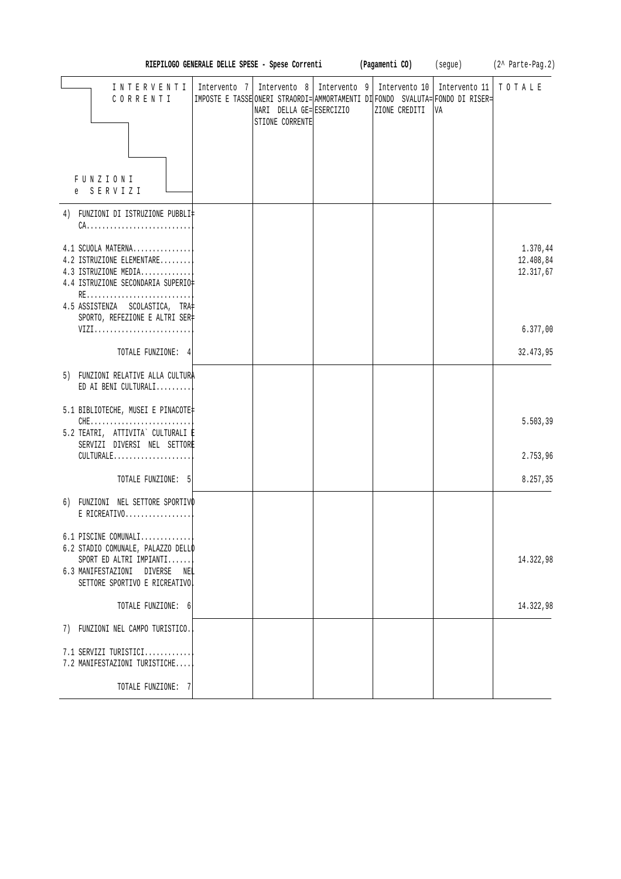**RIEPILOGO GENERALE DELLE SPESE - Spese Correnti** **(Pagamenti CO)** (segue) (2^ Parte-Pag.2)

| INTERVENTI CORRENTI / FUNZIONI e SERVIZI | Intervento 7 IMPOSTE E TASSE | Intervento 8 ONERI STRAORDINARI DELLA GESTIONE CORRENTE | Intervento 9 AMMORTAMENTI DI ESERCIZIO | Intervento 10 FONDO SVALUTAZIONE CREDITI | Intervento 11 FONDO DI RISERVA | TOTALE |
|---|---|---|---|---|---|---|
| 4) FUNZIONI DI ISTRUZIONE PUBBLICA........................... | | | | | | |
| 4.1 SCUOLA MATERNA............... | | | | | | 1.370,44 |
| 4.2 ISTRUZIONE ELEMENTARE......... | | | | | | 12.408,84 |
| 4.3 ISTRUZIONE MEDIA............. | | | | | | 12.317,67 |
| 4.4 ISTRUZIONE SECONDARIA SUPERIORE........................... | | | | | | |
| 4.5 ASSISTENZA SCOLASTICA, TRASPORTO, REFEZIONE E ALTRI SERVIZI......................... | | | | | | 6.377,00 |
| TOTALE FUNZIONE: 4 | | | | | | 32.473,95 |
| 5) FUNZIONI RELATIVE ALLA CULTURA ED AI BENI CULTURALI......... | | | | | | |
| 5.1 BIBLIOTECHE, MUSEI E PINACOTECHE.......................... | | | | | | 5.503,39 |
| 5.2 TEATRI, ATTIVITA` CULTURALI E SERVIZI DIVERSI NEL SETTORE CULTURALE.................... | | | | | | 2.753,96 |
| TOTALE FUNZIONE: 5 | | | | | | 8.257,35 |
| 6) FUNZIONI NEL SETTORE SPORTIVO E RICREATIVO................. | | | | | | |
| 6.1 PISCINE COMUNALI............. | | | | | | |
| 6.2 STADIO COMUNALE, PALAZZO DELLO SPORT ED ALTRI IMPIANTI....... | | | | | | 14.322,98 |
| 6.3 MANIFESTAZIONI DIVERSE NEL SETTORE SPORTIVO E RICREATIVO. | | | | | | |
| TOTALE FUNZIONE: 6 | | | | | | 14.322,98 |
| 7) FUNZIONI NEL CAMPO TURISTICO.. | | | | | | |
| 7.1 SERVIZI TURISTICI............ | | | | | | |
| 7.2 MANIFESTAZIONI TURISTICHE.... | | | | | | |
| TOTALE FUNZIONE: 7 | | | | | | |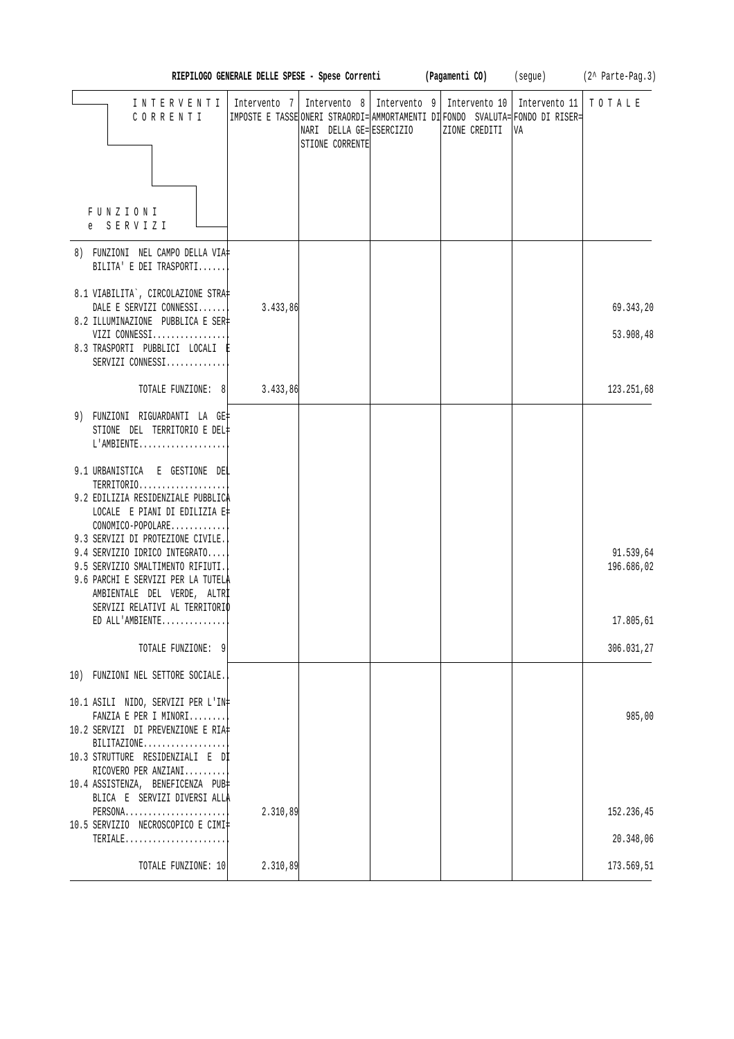**RIEPILOGO GENERALE DELLE SPESE - Spese Correnti (Pagamenti CO)** (segue) (2^ Parte-Pag.3)

| INTERVENTI CORRENTI / FUNZIONI e SERVIZI | Intervento 7 IMPOSTE E TASSE | Intervento 8 ONERI STRAORDINARI DELLA GESTIONE CORRENTE | Intervento 9 AMMORTAMENTI DI ESERCIZIO | Intervento 10 FONDO SVALUTAZIONE CREDITI | Intervento 11 FONDO DI RISERVA | TOTALE |
|---|---|---|---|---|---|---|
| 8) FUNZIONI NEL CAMPO DELLA VIABILITA' E DEI TRASPORTI....... | | | | | | |
| 8.1 VIABILITA`, CIRCOLAZIONE STRADALE E SERVIZI CONNESSI....... | 3.433,86 | | | | | 69.343,20 |
| 8.2 ILLUMINAZIONE PUBBLICA E SERVIZI CONNESSI................ | | | | | | 53.908,48 |
| 8.3 TRASPORTI PUBBLICI LOCALI E SERVIZI CONNESSI............. | | | | | | |
| TOTALE FUNZIONE: 8 | 3.433,86 | | | | | 123.251,68 |
| 9) FUNZIONI RIGUARDANTI LA GESTIONE DEL TERRITORIO E DELL'AMBIENTE.................... | | | | | | |
| 9.1 URBANISTICA E GESTIONE DEL TERRITORIO.................... | | | | | | |
| 9.2 EDILIZIA RESIDENZIALE PUBBLICA LOCALE E PIANI DI EDILIZIA ECONOMICO-POPOLARE............ | | | | | | |
| 9.3 SERVIZI DI PROTEZIONE CIVILE.. | | | | | | |
| 9.4 SERVIZIO IDRICO INTEGRATO..... | | | | | | 91.539,64 |
| 9.5 SERVIZIO SMALTIMENTO RIFIUTI.. | | | | | | 196.686,02 |
| 9.6 PARCHI E SERVIZI PER LA TUTELA AMBIENTALE DEL VERDE, ALTRI SERVIZI RELATIVI AL TERRITORIO ED ALL'AMBIENTE............... | | | | | | 17.805,61 |
| TOTALE FUNZIONE: 9 | | | | | | 306.031,27 |
| 10) FUNZIONI NEL SETTORE SOCIALE.. | | | | | | |
| 10.1 ASILI NIDO, SERVIZI PER L'INFANZIA E PER I MINORI........ | | | | | | 985,00 |
| 10.2 SERVIZI DI PREVENZIONE E RIABILITAZIONE.................. | | | | | | |
| 10.3 STRUTTURE RESIDENZIALI E DI RICOVERO PER ANZIANI......... | | | | | | |
| 10.4 ASSISTENZA, BENEFICENZA PUBBLICA E SERVIZI DIVERSI ALLA PERSONA....................... | 2.310,89 | | | | | 152.236,45 |
| 10.5 SERVIZIO NECROSCOPICO E CIMITERIALE....................... | | | | | | 20.348,06 |
| TOTALE FUNZIONE: 10 | 2.310,89 | | | | | 173.569,51 |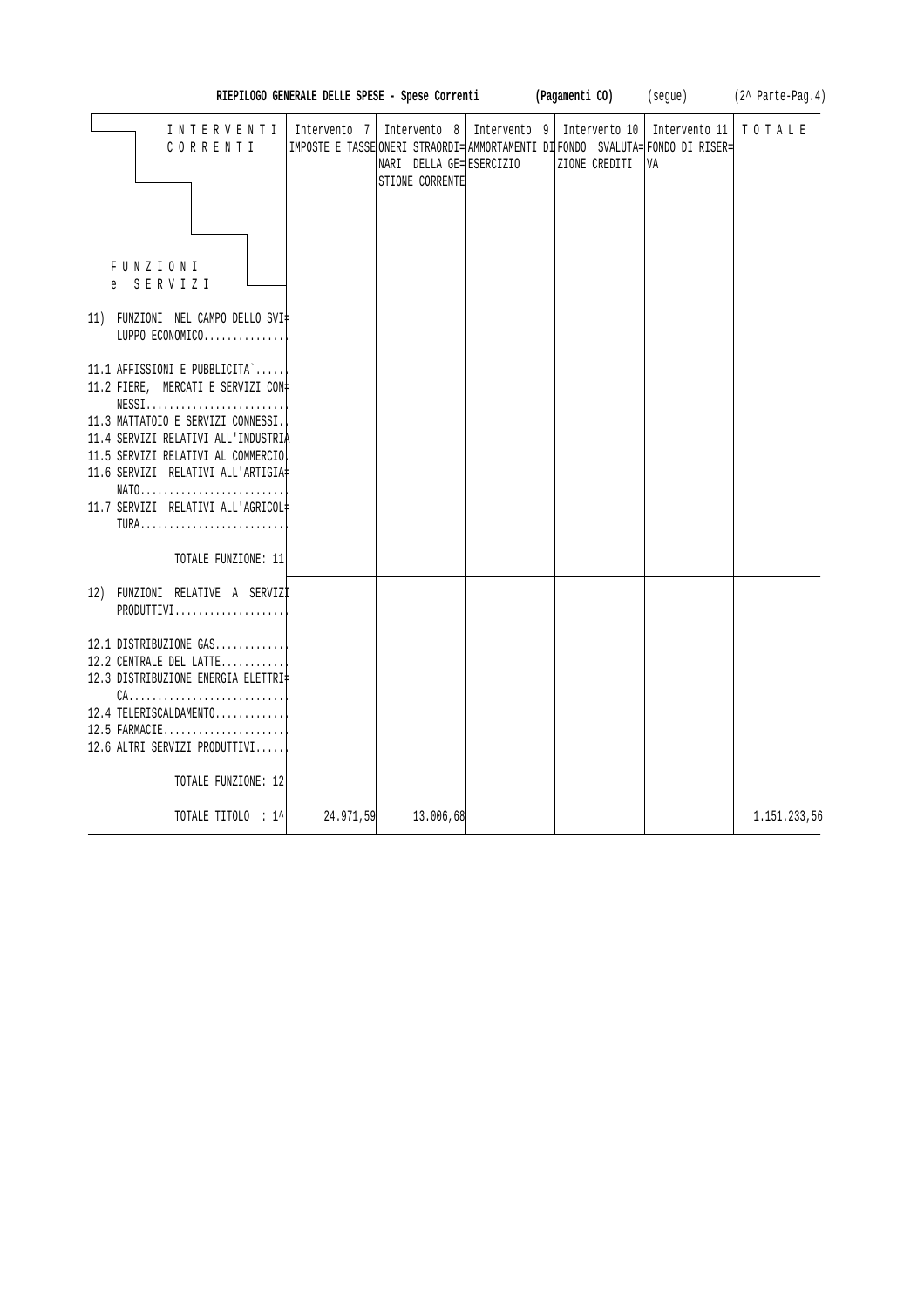**RIEPILOGO GENERALE DELLE SPESE - Spese Correnti (Pagamenti CO)** (segue) (2^ Parte-Pag.4)

| INTERVENTI CORRENTI / FUNZIONI e SERVIZI | Intervento 7 IMPOSTE E TASSE | Intervento 8 ONERI STRAORDINARI DELLA GESTIONE CORRENTE | Intervento 9 AMMORTAMENTI DI ESERCIZIO | Intervento 10 FONDO SVALUTAZIONE CREDITI | Intervento 11 FONDO DI RISERVA | TOTALE |
|---|---|---|---|---|---|---|
| 11) FUNZIONI NEL CAMPO DELLO SVILUPPO ECONOMICO.............. | | | | | | |
| 11.1 AFFISSIONI E PUBBLICITA`...... | | | | | | |
| 11.2 FIERE, MERCATI E SERVIZI CONNESSI........................ | | | | | | |
| 11.3 MATTATOIO E SERVIZI CONNESSI.. | | | | | | |
| 11.4 SERVIZI RELATIVI ALL'INDUSTRIA | | | | | | |
| 11.5 SERVIZI RELATIVI AL COMMERCIO. | | | | | | |
| 11.6 SERVIZI RELATIVI ALL'ARTIGIANATO......................... | | | | | | |
| 11.7 SERVIZI RELATIVI ALL'AGRICOLTURA......................... | | | | | | |
| TOTALE FUNZIONE: 11 | | | | | | |
| 12) FUNZIONI RELATIVE A SERVIZI PRODUTTIVI................... | | | | | | |
| 12.1 DISTRIBUZIONE GAS............ | | | | | | |
| 12.2 CENTRALE DEL LATTE........... | | | | | | |
| 12.3 DISTRIBUZIONE ENERGIA ELETTRICA........................... | | | | | | |
| 12.4 TELERISCALDAMENTO............ | | | | | | |
| 12.5 FARMACIE..................... | | | | | | |
| 12.6 ALTRI SERVIZI PRODUTTIVI...... | | | | | | |
| TOTALE FUNZIONE: 12 | | | | | | |
| TOTALE TITOLO : 1^ | 24.971,59 | 13.006,68 | | | | 1.151.233,56 |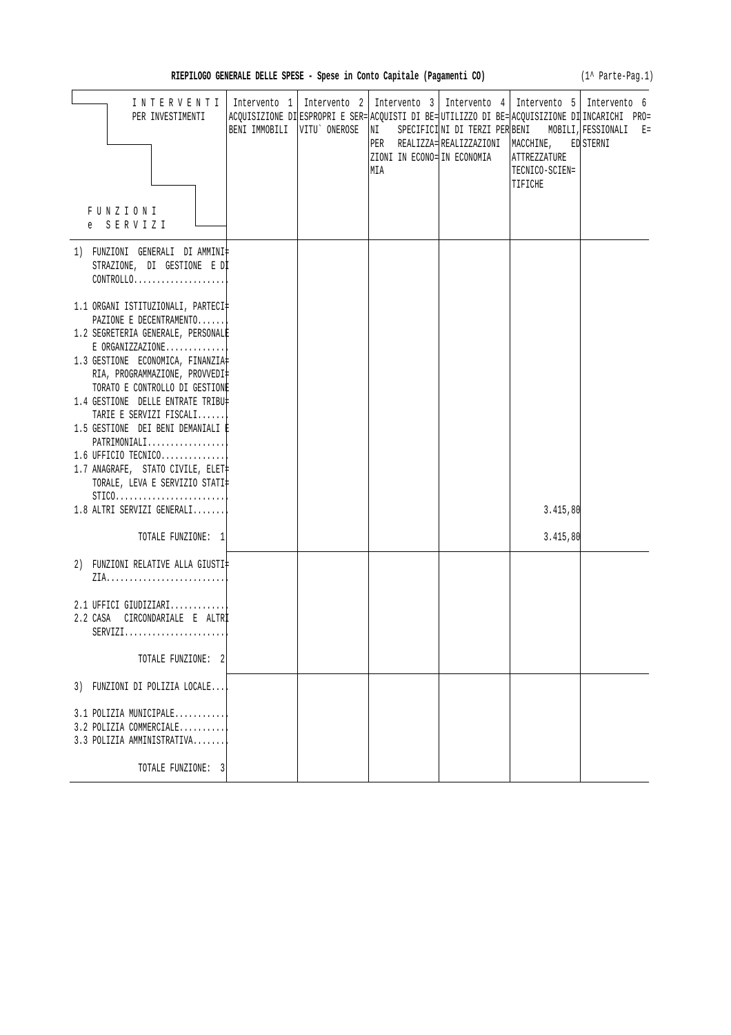**RIEPILOGO GENERALE DELLE SPESE - Spese in Conto Capitale (Pagamenti CO)** (1^ Parte-Pag.1)

| INTERVENTI PER INVESTIMENTI / FUNZIONI e SERVIZI | Intervento 1 ACQUISIZIONE DI BENI IMMOBILI | Intervento 2 ESPROPRI E SERVITU` ONEROSE | Intervento 3 ACQUISTI DI BENI SPECIFICI PER REALIZZAZIONI IN ECONOMIA | Intervento 4 UTILIZZO DI BENI DI TERZI PER REALIZZAZIONI IN ECONOMIA | Intervento 5 ACQUISIZIONE DI BENI MOBILI, MACCHINE, ATTREZZATURE TECNICO-SCIENTIFICHE | Intervento 6 INCARICHI PROFESSIONALI ESTERNI |
|---|---|---|---|---|---|---|
| 1) FUNZIONI GENERALI DI AMMINISTRAZIONE, DI GESTIONE E DI CONTROLLO..................... | | | | | | |
| 1.1 ORGANI ISTITUZIONALI, PARTECIPAZIONE E DECENTRAMENTO....... | | | | | | |
| 1.2 SEGRETERIA GENERALE, PERSONALE E ORGANIZZAZIONE............. | | | | | | |
| 1.3 GESTIONE ECONOMICA, FINANZIARIA, PROGRAMMAZIONE, PROVVEDITORATO E CONTROLLO DI GESTIONE | | | | | | |
| 1.4 GESTIONE DELLE ENTRATE TRIBUTARIE E SERVIZI FISCALI....... | | | | | | |
| 1.5 GESTIONE DEI BENI DEMANIALI E PATRIMONIALI.................. | | | | | | |
| 1.6 UFFICIO TECNICO............... | | | | | | |
| 1.7 ANAGRAFE, STATO CIVILE, ELETTORALE, LEVA E SERVIZIO STATISTICO........................ | | | | | | |
| 1.8 ALTRI SERVIZI GENERALI....... | | | | | 3.415,80 | |
| TOTALE FUNZIONE: 1 | | | | | 3.415,80 | |
| 2) FUNZIONI RELATIVE ALLA GIUSTIZIA.......................... | | | | | | |
| 2.1 UFFICI GIUDIZIARI............ | | | | | | |
| 2.2 CASA CIRCONDARIALE E ALTRI SERVIZI...................... | | | | | | |
| TOTALE FUNZIONE: 2 | | | | | | |
| 3) FUNZIONI DI POLIZIA LOCALE.... | | | | | | |
| 3.1 POLIZIA MUNICIPALE........... | | | | | | |
| 3.2 POLIZIA COMMERCIALE.......... | | | | | | |
| 3.3 POLIZIA AMMINISTRATIVA........ | | | | | | |
| TOTALE FUNZIONE: 3 | | | | | | |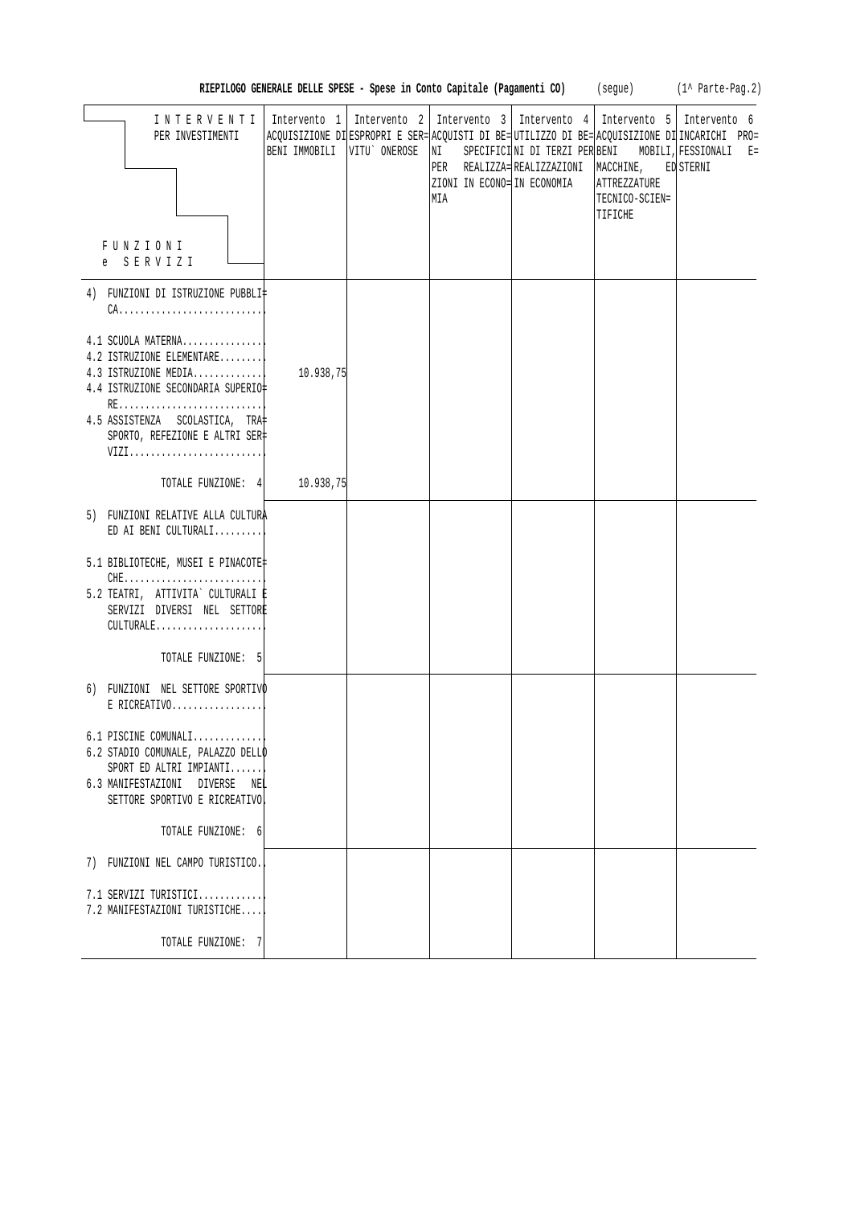**RIEPILOGO GENERALE DELLE SPESE - Spese in Conto Capitale (Pagamenti CO)** (segue) (1^ Parte-Pag.2)

| INTERVENTI PER INVESTIMENTI / FUNZIONI e SERVIZI | Intervento 1 ACQUISIZIONE DI BENI IMMOBILI | Intervento 2 ESPROPRI E SERVITU` ONEROSE | Intervento 3 ACQUISTI DI BENI SPECIFICI PER REALIZZAZIONI IN ECONOMIA | Intervento 4 UTILIZZO DI BENI DI TERZI PER REALIZZAZIONI IN ECONOMIA | Intervento 5 ACQUISIZIONE DI BENI MOBILI, MACCHINE, ATTREZZATURE TECNICO-SCIENTIFICHE | Intervento 6 INCARICHI PROFESSIONALI ESTERNI |
|---|---|---|---|---|---|---|
| 4) FUNZIONI DI ISTRUZIONE PUBBLICA | | | | | | |
| 4.1 SCUOLA MATERNA | | | | | | |
| 4.2 ISTRUZIONE ELEMENTARE | | | | | | |
| 4.3 ISTRUZIONE MEDIA | 10.938,75 | | | | | |
| 4.4 ISTRUZIONE SECONDARIA SUPERIORE | | | | | | |
| 4.5 ASSISTENZA SCOLASTICA, TRASPORTO, REFEZIONE E ALTRI SERVIZI | | | | | | |
| TOTALE FUNZIONE: 4 | 10.938,75 | | | | | |
| 5) FUNZIONI RELATIVE ALLA CULTURA ED AI BENI CULTURALI | | | | | | |
| 5.1 BIBLIOTECHE, MUSEI E PINACOTECHE | | | | | | |
| 5.2 TEATRI, ATTIVITA` CULTURALI E SERVIZI DIVERSI NEL SETTORE CULTURALE | | | | | | |
| TOTALE FUNZIONE: 5 | | | | | | |
| 6) FUNZIONI NEL SETTORE SPORTIVO E RICREATIVO | | | | | | |
| 6.1 PISCINE COMUNALI | | | | | | |
| 6.2 STADIO COMUNALE, PALAZZO DELLO SPORT ED ALTRI IMPIANTI | | | | | | |
| 6.3 MANIFESTAZIONI DIVERSE NEL SETTORE SPORTIVO E RICREATIVO | | | | | | |
| TOTALE FUNZIONE: 6 | | | | | | |
| 7) FUNZIONI NEL CAMPO TURISTICO | | | | | | |
| 7.1 SERVIZI TURISTICI | | | | | | |
| 7.2 MANIFESTAZIONI TURISTICHE | | | | | | |
| TOTALE FUNZIONE: 7 | | | | | | |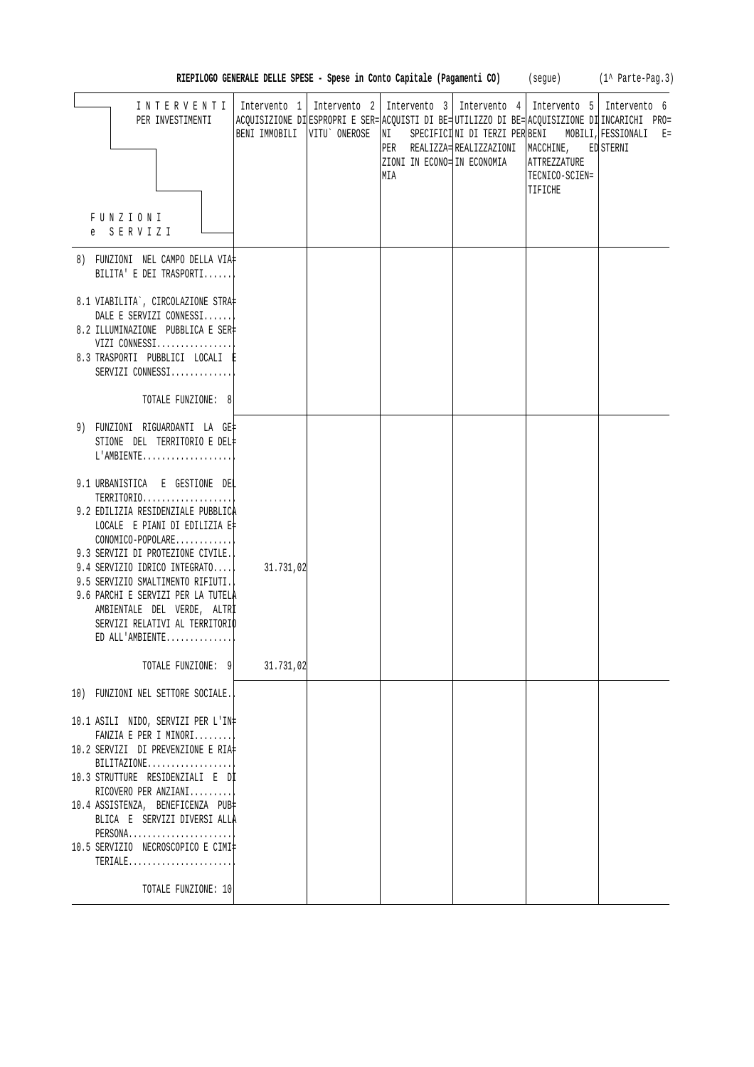**RIEPILOGO GENERALE DELLE SPESE - Spese in Conto Capitale (Pagamenti CO)** (segue) (1^ Parte-Pag.3)

| INTERVENTI PER INVESTIMENTI / FUNZIONI e SERVIZI | Intervento 1 ACQUISIZIONE DI BENI IMMOBILI | Intervento 2 ESPROPRI E SERVITU` ONEROSE | Intervento 3 ACQUISTI DI BENI SPECIFICI PER REALIZZAZIONI IN ECONOMIA | Intervento 4 UTILIZZO DI BENI DI TERZI PER REALIZZAZIONI IN ECONOMIA | Intervento 5 ACQUISIZIONE DI BENI MOBILI, MACCHINE, ATTREZZATURE TECNICO-SCIENTIFICHE | Intervento 6 INCARICHI PROFESSIONALI ESTERNI |
|---|---|---|---|---|---|---|
| 8) FUNZIONI NEL CAMPO DELLA VIABILITA' E DEI TRASPORTI....... | | | | | | |
| 8.1 VIABILITA`, CIRCOLAZIONE STRADALE E SERVIZI CONNESSI....... | | | | | | |
| 8.2 ILLUMINAZIONE PUBBLICA E SERVIZI CONNESSI................. | | | | | | |
| 8.3 TRASPORTI PUBBLICI LOCALI E SERVIZI CONNESSI............. | | | | | | |
| TOTALE FUNZIONE: 8 | | | | | | |
| 9) FUNZIONI RIGUARDANTI LA GESTIONE DEL TERRITORIO E DELL'AMBIENTE.................... | | | | | | |
| 9.1 URBANISTICA E GESTIONE DEL TERRITORIO.................... | | | | | | |
| 9.2 EDILIZIA RESIDENZIALE PUBBLICA LOCALE E PIANI DI EDILIZIA ECONOMICO-POPOLARE............ | | | | | | |
| 9.3 SERVIZI DI PROTEZIONE CIVILE.. | | | | | | |
| 9.4 SERVIZIO IDRICO INTEGRATO..... | 31.731,02 | | | | | |
| 9.5 SERVIZIO SMALTIMENTO RIFIUTI.. | | | | | | |
| 9.6 PARCHI E SERVIZI PER LA TUTELA AMBIENTALE DEL VERDE, ALTRI SERVIZI RELATIVI AL TERRITORIO ED ALL'AMBIENTE.............. | | | | | | |
| TOTALE FUNZIONE: 9 | 31.731,02 | | | | | |
| 10) FUNZIONI NEL SETTORE SOCIALE.. | | | | | | |
| 10.1 ASILI NIDO, SERVIZI PER L'INFANZIA E PER I MINORI........ | | | | | | |
| 10.2 SERVIZI DI PREVENZIONE E RIABILITAZIONE.................. | | | | | | |
| 10.3 STRUTTURE RESIDENZIALI E DI RICOVERO PER ANZIANI......... | | | | | | |
| 10.4 ASSISTENZA, BENEFICENZA PUBBLICA E SERVIZI DIVERSI ALLA PERSONA....................... | | | | | | |
| 10.5 SERVIZIO NECROSCOPICO E CIMITERIALE...................... | | | | | | |
| TOTALE FUNZIONE: 10 | | | | | | |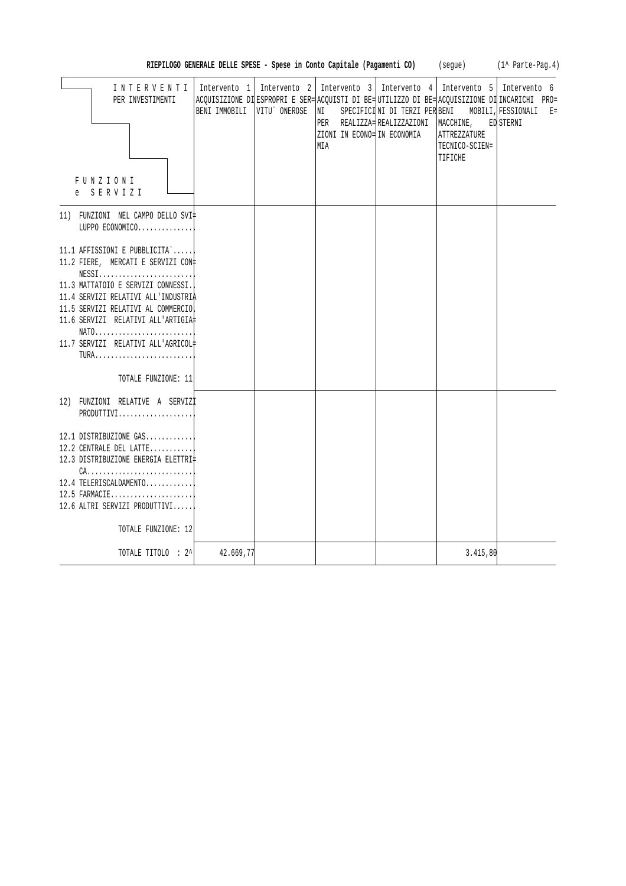**RIEPILOGO GENERALE DELLE SPESE - Spese in Conto Capitale (Pagamenti CO)** (segue) (1^ Parte-Pag.4)

| INTERVENTI PER INVESTIMENTI / FUNZIONI e SERVIZI | Intervento 1 ACQUISIZIONE DI BENI IMMOBILI | Intervento 2 ESPROPRI E SERVITU` ONEROSE | Intervento 3 ACQUISTI DI BENI SPECIFICI PER REALIZZAZIONI IN ECONOMIA | Intervento 4 UTILIZZO DI BENI DI TERZI PER REALIZZAZIONI IN ECONOMIA | Intervento 5 ACQUISIZIONE DI BENI MOBILI, MACCHINE, ATTREZZATURE TECNICO-SCIENTIFICHE | Intervento 6 INCARICHI PROFESSIONALI ESTERNI |
|---|---|---|---|---|---|---|
| 11) FUNZIONI NEL CAMPO DELLO SVILUPPO ECONOMICO.............. | | | | | | |
| 11.1 AFFISSIONI E PUBBLICITA`...... | | | | | | |
| 11.2 FIERE, MERCATI E SERVIZI CONNESSI........................ | | | | | | |
| 11.3 MATTATOIO E SERVIZI CONNESSI.. | | | | | | |
| 11.4 SERVIZI RELATIVI ALL'INDUSTRIA | | | | | | |
| 11.5 SERVIZI RELATIVI AL COMMERCIO. | | | | | | |
| 11.6 SERVIZI RELATIVI ALL'ARTIGIANATO......................... | | | | | | |
| 11.7 SERVIZI RELATIVI ALL'AGRICOLTURA......................... | | | | | | |
| TOTALE FUNZIONE: 11 | | | | | | |
| 12) FUNZIONI RELATIVE A SERVIZI PRODUTTIVI................... | | | | | | |
| 12.1 DISTRIBUZIONE GAS............ | | | | | | |
| 12.2 CENTRALE DEL LATTE........... | | | | | | |
| 12.3 DISTRIBUZIONE ENERGIA ELETTRICA........................... | | | | | | |
| 12.4 TELERISCALDAMENTO............ | | | | | | |
| 12.5 FARMACIE..................... | | | | | | |
| 12.6 ALTRI SERVIZI PRODUTTIVI...... | | | | | | |
| TOTALE FUNZIONE: 12 | | | | | | |
| TOTALE TITOLO : 2^ | 42.669,77 | | | | 3.415,80 | |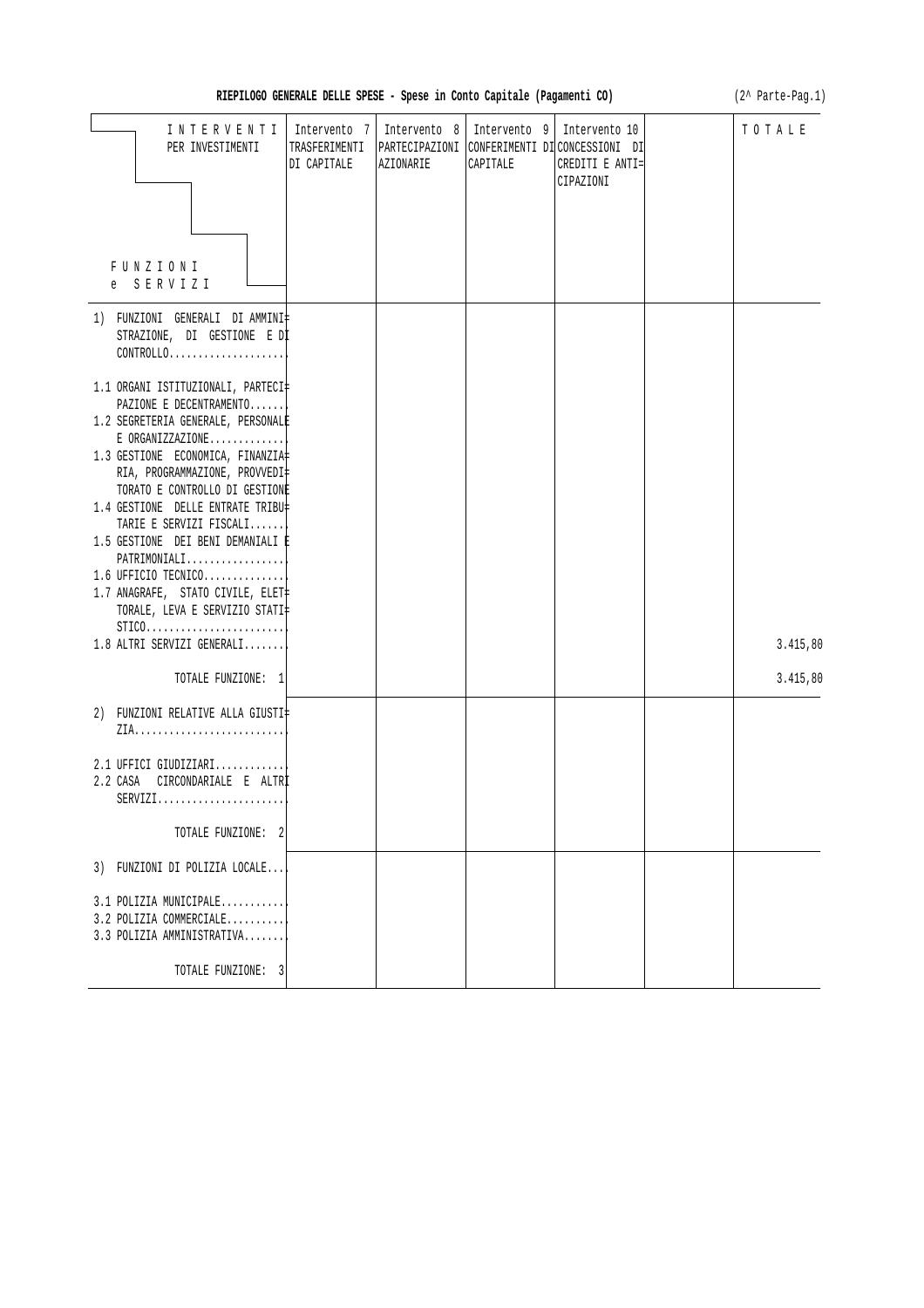**RIEPILOGO GENERALE DELLE SPESE - Spese in Conto Capitale (Pagamenti CO)** (2^ Parte-Pag.1)

| INTERVENTI PER INVESTIMENTI / FUNZIONI e SERVIZI | Intervento 7 TRASFERIMENTI DI CAPITALE | Intervento 8 PARTECIPAZIONI AZIONARIE | Intervento 9 CONFERIMENTI DI CAPITALE | Intervento 10 CONCESSIONI DI CREDITI E ANTICIPAZIONI | | TOTALE |
|---|---|---|---|---|---|---|
| 1) FUNZIONI GENERALI DI AMMINISTRAZIONE, DI GESTIONE E DI CONTROLLO.................... | | | | | | |
| 1.1 ORGANI ISTITUZIONALI, PARTECIPAZIONE E DECENTRAMENTO....... | | | | | | |
| 1.2 SEGRETERIA GENERALE, PERSONALE E ORGANIZZAZIONE............. | | | | | | |
| 1.3 GESTIONE ECONOMICA, FINANZIARIA, PROGRAMMAZIONE, PROVVEDITORATO E CONTROLLO DI GESTIONE | | | | | | |
| 1.4 GESTIONE DELLE ENTRATE TRIBUTARIE E SERVIZI FISCALI....... | | | | | | |
| 1.5 GESTIONE DEI BENI DEMANIALI E PATRIMONIALI................. | | | | | | |
| 1.6 UFFICIO TECNICO.............. | | | | | | |
| 1.7 ANAGRAFE, STATO CIVILE, ELETTORALE, LEVA E SERVIZIO STATISTICO........................ | | | | | | |
| 1.8 ALTRI SERVIZI GENERALI....... | | | | | | 3.415,80 |
| TOTALE FUNZIONE: 1 | | | | | | 3.415,80 |
| 2) FUNZIONI RELATIVE ALLA GIUSTIZIA.......................... | | | | | | |
| 2.1 UFFICI GIUDIZIARI............ | | | | | | |
| 2.2 CASA CIRCONDARIALE E ALTRI SERVIZI....................... | | | | | | |
| TOTALE FUNZIONE: 2 | | | | | | |
| 3) FUNZIONI DI POLIZIA LOCALE.... | | | | | | |
| 3.1 POLIZIA MUNICIPALE........... | | | | | | |
| 3.2 POLIZIA COMMERCIALE.......... | | | | | | |
| 3.3 POLIZIA AMMINISTRATIVA....... | | | | | | |
| TOTALE FUNZIONE: 3 | | | | | | |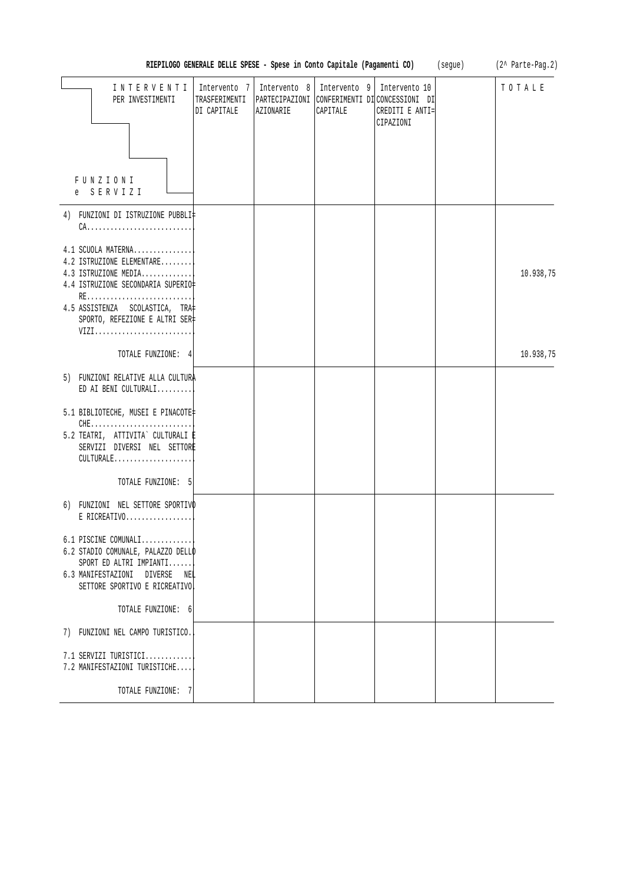**RIEPILOGO GENERALE DELLE SPESE - Spese in Conto Capitale (Pagamenti CO)** (segue) (2^ Parte-Pag.2)

| INTERVENTI PER INVESTIMENTI / FUNZIONI e SERVIZI | Intervento 7 TRASFERIMENTI DI CAPITALE | Intervento 8 PARTECIPAZIONI AZIONARIE | Intervento 9 CONFERIMENTI DI CAPITALE | Intervento 10 CONCESSIONI DI CREDITI E ANTICIPAZIONI | | TOTALE |
|---|---|---|---|---|---|---|
| 4) FUNZIONI DI ISTRUZIONE PUBBLICA........................... | | | | | | |
| 4.1 SCUOLA MATERNA................ | | | | | | |
| 4.2 ISTRUZIONE ELEMENTARE......... | | | | | | |
| 4.3 ISTRUZIONE MEDIA............. | | | | | | 10.938,75 |
| 4.4 ISTRUZIONE SECONDARIA SUPERIORE........................... | | | | | | |
| 4.5 ASSISTENZA SCOLASTICA, TRASPORTO, REFEZIONE E ALTRI SERVIZI.......................... | | | | | | |
| TOTALE FUNZIONE: 4 | | | | | | 10.938,75 |
| 5) FUNZIONI RELATIVE ALLA CULTURA ED AI BENI CULTURALI......... | | | | | | |
| 5.1 BIBLIOTECHE, MUSEI E PINACOTECHE.......................... | | | | | | |
| 5.2 TEATRI, ATTIVITA` CULTURALI E SERVIZI DIVERSI NEL SETTORE CULTURALE.................... | | | | | | |
| TOTALE FUNZIONE: 5 | | | | | | |
| 6) FUNZIONI NEL SETTORE SPORTIVO E RICREATIVO................. | | | | | | |
| 6.1 PISCINE COMUNALI............. | | | | | | |
| 6.2 STADIO COMUNALE, PALAZZO DELLO SPORT ED ALTRI IMPIANTI....... | | | | | | |
| 6.3 MANIFESTAZIONI DIVERSE NEL SETTORE SPORTIVO E RICREATIVO. | | | | | | |
| TOTALE FUNZIONE: 6 | | | | | | |
| 7) FUNZIONI NEL CAMPO TURISTICO.. | | | | | | |
| 7.1 SERVIZI TURISTICI............ | | | | | | |
| 7.2 MANIFESTAZIONI TURISTICHE.... | | | | | | |
| TOTALE FUNZIONE: 7 | | | | | | |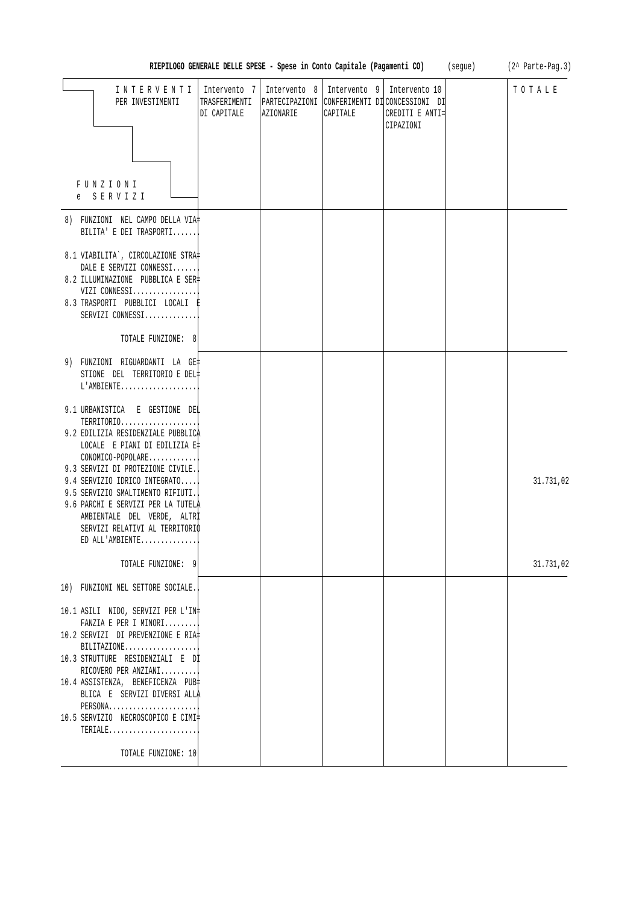**RIEPILOGO GENERALE DELLE SPESE - Spese in Conto Capitale (Pagamenti CO)** (segue) (2^ Parte-Pag.3)

| INTERVENTI PER INVESTIMENTI / FUNZIONI e SERVIZI | Intervento 7 TRASFERIMENTI DI CAPITALE | Intervento 8 PARTECIPAZIONI AZIONARIE | Intervento 9 CONFERIMENTI DI CAPITALE | Intervento 10 CONCESSIONI DI CREDITI E ANTICIPAZIONI | | TOTALE |
|---|---|---|---|---|---|---|
| 8) FUNZIONI NEL CAMPO DELLA VIABILITA' E DEI TRASPORTI...... | | | | | | |
| 8.1 VIABILITA`, CIRCOLAZIONE STRADALE E SERVIZI CONNESSI...... | | | | | | |
| 8.2 ILLUMINAZIONE PUBBLICA E SERVIZI CONNESSI................ | | | | | | |
| 8.3 TRASPORTI PUBBLICI LOCALI E SERVIZI CONNESSI............. | | | | | | |
| TOTALE FUNZIONE: 8 | | | | | | |
| 9) FUNZIONI RIGUARDANTI LA GESTIONE DEL TERRITORIO E DELL'AMBIENTE................... | | | | | | |
| 9.1 URBANISTICA E GESTIONE DEL TERRITORIO................... | | | | | | |
| 9.2 EDILIZIA RESIDENZIALE PUBBLICA LOCALE E PIANI DI EDILIZIA ECONOMICO-POPOLARE............ | | | | | | |
| 9.3 SERVIZI DI PROTEZIONE CIVILE.. | | | | | | |
| 9.4 SERVIZIO IDRICO INTEGRATO..... | | | | | | 31.731,02 |
| 9.5 SERVIZIO SMALTIMENTO RIFIUTI.. | | | | | | |
| 9.6 PARCHI E SERVIZI PER LA TUTELA AMBIENTALE DEL VERDE, ALTRI SERVIZI RELATIVI AL TERRITORIO ED ALL'AMBIENTE.............. | | | | | | |
| TOTALE FUNZIONE: 9 | | | | | | 31.731,02 |
| 10) FUNZIONI NEL SETTORE SOCIALE.. | | | | | | |
| 10.1 ASILI NIDO, SERVIZI PER L'INFANZIA E PER I MINORI........ | | | | | | |
| 10.2 SERVIZI DI PREVENZIONE E RIABILITAZIONE.................. | | | | | | |
| 10.3 STRUTTURE RESIDENZIALI E DI RICOVERO PER ANZIANI......... | | | | | | |
| 10.4 ASSISTENZA, BENEFICENZA PUBBLICA E SERVIZI DIVERSI ALLA PERSONA...................... | | | | | | |
| 10.5 SERVIZIO NECROSCOPICO E CIMITERIALE...................... | | | | | | |
| TOTALE FUNZIONE: 10 | | | | | | |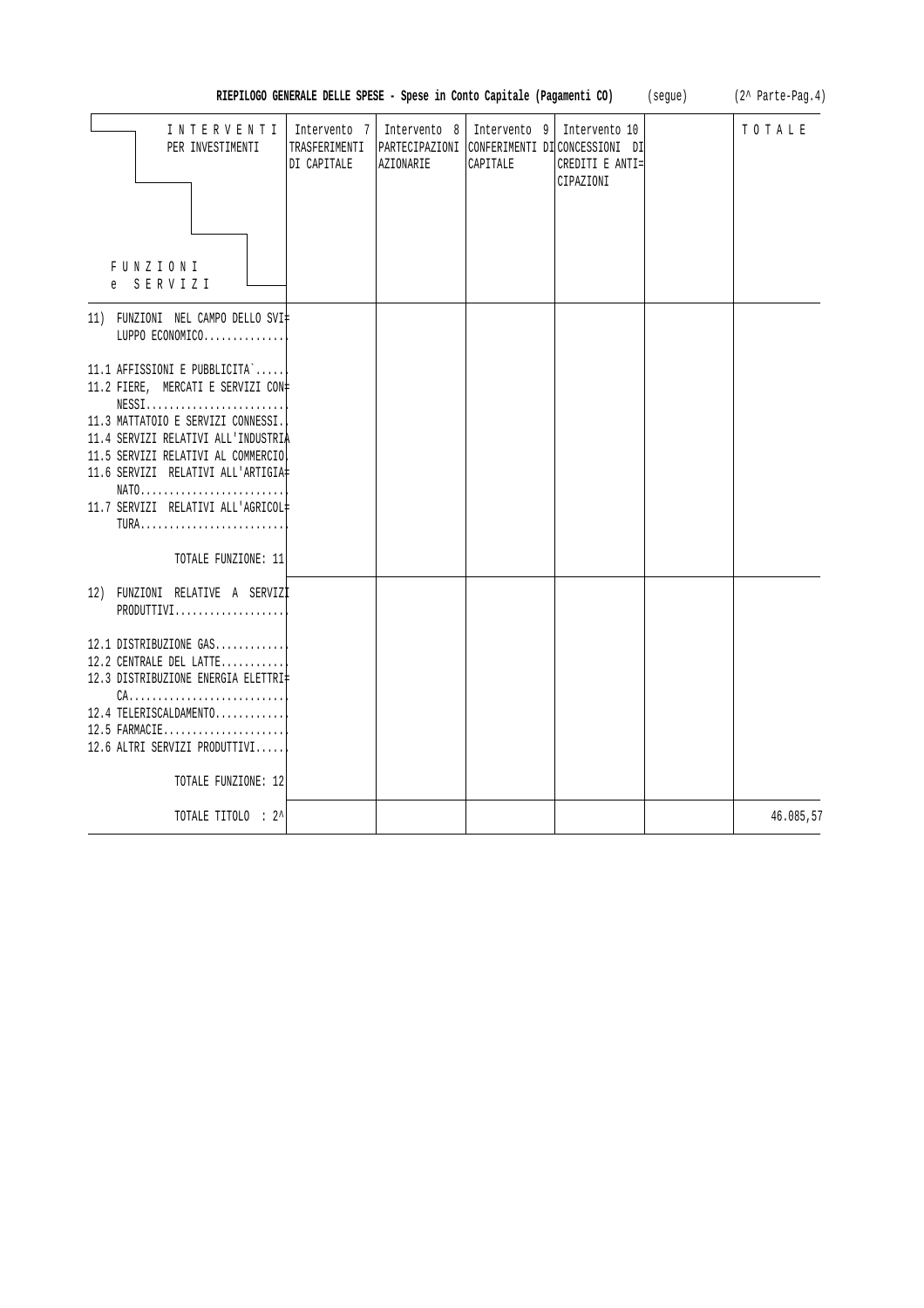**RIEPILOGO GENERALE DELLE SPESE - Spese in Conto Capitale (Pagamenti CO)** (segue) (2^ Parte-Pag.4)

| INTERVENTI PER INVESTIMENTI / FUNZIONI e SERVIZI | Intervento 7 TRASFERIMENTI DI CAPITALE | Intervento 8 PARTECIPAZIONI AZIONARIE | Intervento 9 CONFERIMENTI DI CAPITALE | Intervento 10 CONCESSIONI DI CREDITI E ANTICIPAZIONI | | TOTALE |
|---|---|---|---|---|---|---|
| 11) FUNZIONI NEL CAMPO DELLO SVILUPPO ECONOMICO.............. | | | | | | |
| 11.1 AFFISSIONI E PUBBLICITA`...... | | | | | | |
| 11.2 FIERE, MERCATI E SERVIZI CONNESSI........................ | | | | | | |
| 11.3 MATTATOIO E SERVIZI CONNESSI.. | | | | | | |
| 11.4 SERVIZI RELATIVI ALL'INDUSTRIA | | | | | | |
| 11.5 SERVIZI RELATIVI AL COMMERCIO. | | | | | | |
| 11.6 SERVIZI RELATIVI ALL'ARTIGIANATO......................... | | | | | | |
| 11.7 SERVIZI RELATIVI ALL'AGRICOLTURA......................... | | | | | | |
| TOTALE FUNZIONE: 11 | | | | | | |
| 12) FUNZIONI RELATIVE A SERVIZI PRODUTTIVI................... | | | | | | |
| 12.1 DISTRIBUZIONE GAS............ | | | | | | |
| 12.2 CENTRALE DEL LATTE........... | | | | | | |
| 12.3 DISTRIBUZIONE ENERGIA ELETTRICA........................... | | | | | | |
| 12.4 TELERISCALDAMENTO............ | | | | | | |
| 12.5 FARMACIE..................... | | | | | | |
| 12.6 ALTRI SERVIZI PRODUTTIVI...... | | | | | | |
| TOTALE FUNZIONE: 12 | | | | | | |
| TOTALE TITOLO : 2^ | | | | | | 46.085,57 |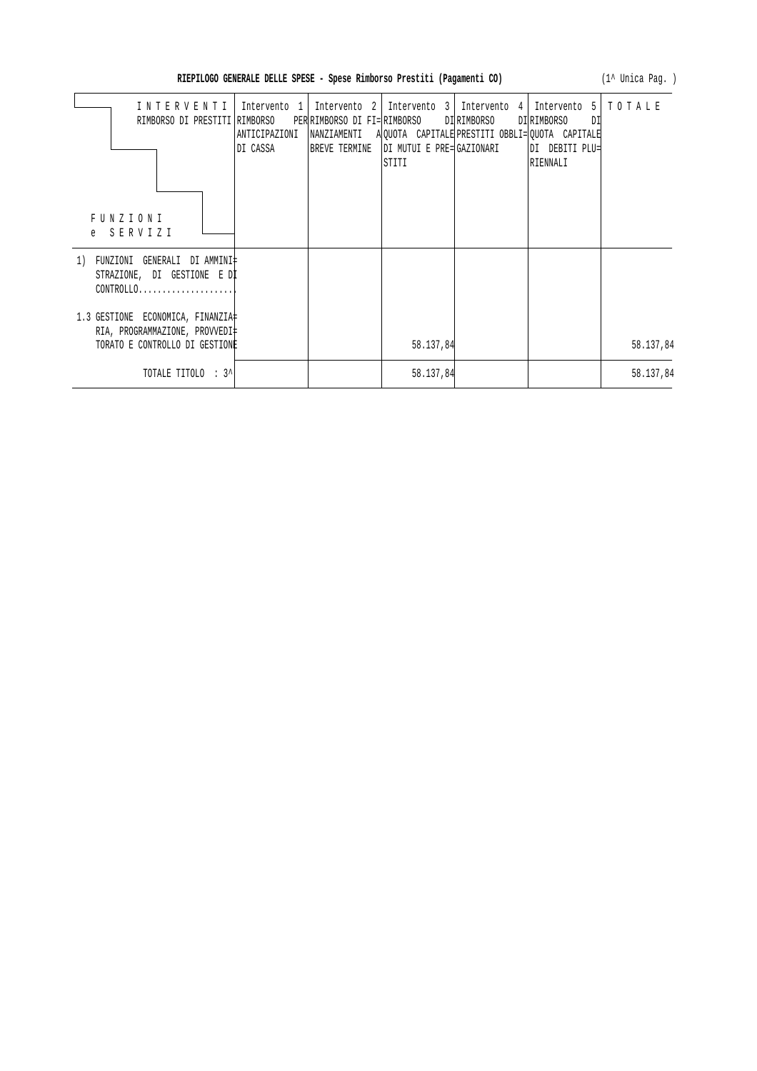**RIEPILOGO GENERALE DELLE SPESE - Spese Rimborso Prestiti (Pagamenti CO)** (1^ Unica Pag. )

| INTERVENTI RIMBORSO DI PRESTITI / FUNZIONI e SERVIZI | Intervento 1 RIMBORSO PER ANTICIPAZIONI DI CASSA | Intervento 2 RIMBORSO DI FINANZIAMENTI A BREVE TERMINE | Intervento 3 RIMBORSO DI QUOTA CAPITALE DI MUTUI E PRESTITI | Intervento 4 RIMBORSO DI PRESTITI OBBLIGAZIONARI | Intervento 5 RIMBORSO DI QUOTA CAPITALE DI DEBITI PLURIENNALI | TOTALE |
|---|---|---|---|---|---|---|
| 1) FUNZIONI GENERALI DI AMMINISTRAZIONE, DI GESTIONE E DI CONTROLLO.................... | | | | | | |
| 1.3 GESTIONE ECONOMICA, FINANZIARIA, PROGRAMMAZIONE, PROVVEDITORATO E CONTROLLO DI GESTIONE | | | 58.137,84 | | | 58.137,84 |
| TOTALE TITOLO : 3^ | | | 58.137,84 | | | 58.137,84 |